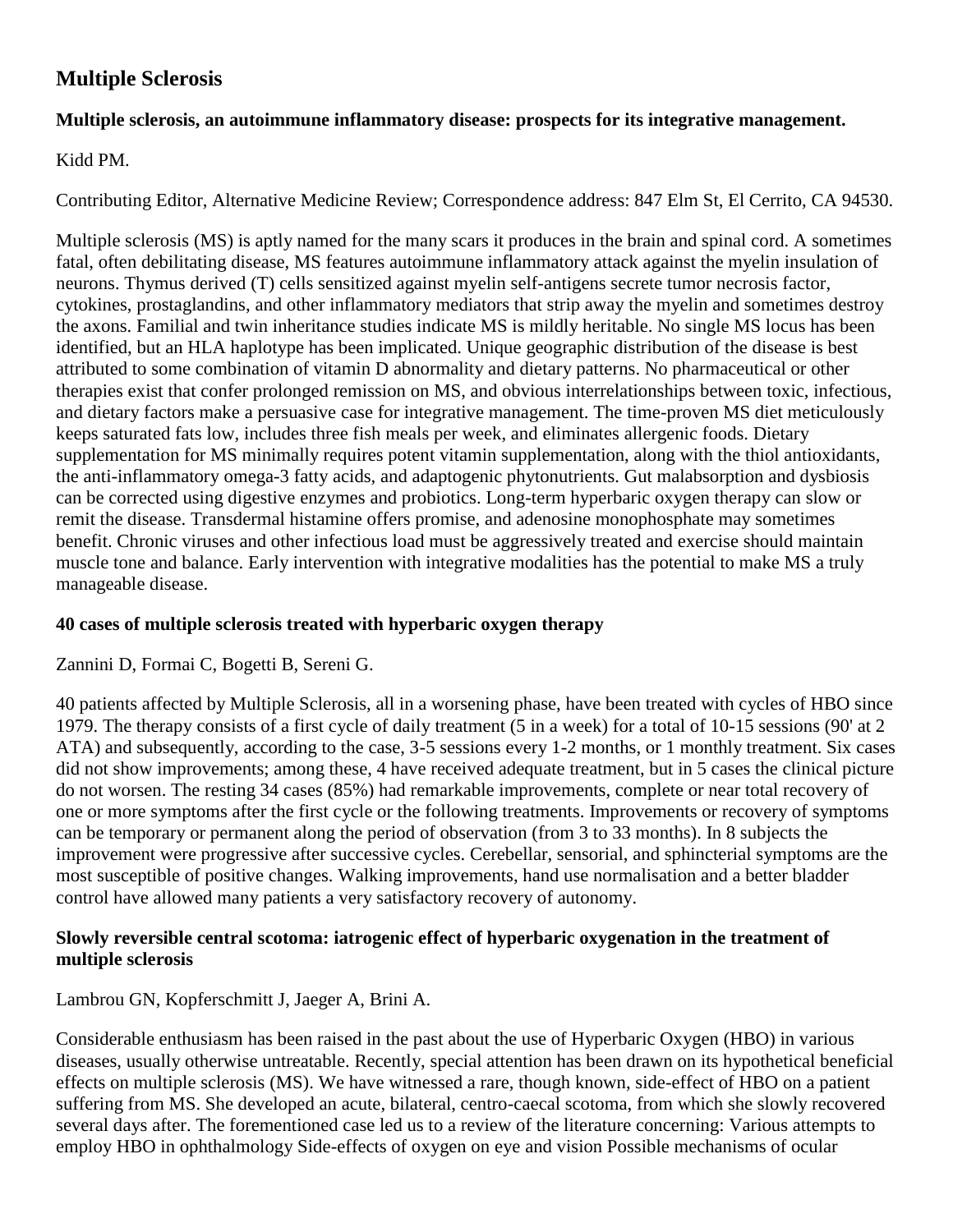# Multiple Sclerosis

### Multiple sclerosis, an autoimmune inflammatory disease: prospects for its integrative management.

Kidd PM.

Contributing Editor, Alternative Medicine Review; Correspondence address: 847 Elm St, El Cerrito, CA 94530.

Multiple sclerosis (MS) is aptly named for the many scars it produces in the brain and spinal cord. A sometimes fatal, often debilitating disease, MS features autoimmune inflammatory attack against the myelin insulation of neurons. Thymus derived (T) cells sensitized against myelin self-antigens secrete tumor necrosis factor, cytokines, prostaglandins, and other inflammatory mediators that strip away the myelin and sometimes destroy the axons. Familial and twin inheritance studies indicate MS is mildly heritable. No single MS locus has been identified, but an HLA haplotype has been implicated. Unique geographic distribution of the disease is best attributed to some combination of vitamin D abnormality and dietary patterns. No pharmaceutical or other therapies exist that confer prolonged remission on MS, and obvious interrelationships between toxic, infectious, and dietary factors make a persuasive case for integrative management. The time-proven MS diet meticulously keeps saturated fats low, includes three fish meals per week, and eliminates allergenic foods. Dietary supplementation for MS minimally requires potent vitamin supplementation, along with the thiol antioxidants, the anti-inflammatory omega-3 fatty acids, and adaptogenic phytonutrients. Gut malabsorption and dysbiosis can be corrected using digestive enzymes and probiotics. Long-term hyperbaric oxygen therapy can slow or remit the disease. Transdermal histamine offers promise, and adenosine monophosphate may sometimes benefit. Chronic viruses and other infectious load must be aggressively treated and exercise should maintain muscle tone and balance. Early intervention with integrative modalities has the potential to make MS a truly manageable disease.

### 40 cases of multiple sclerosis treated with hyperbaric oxygen therapy

Zannini D, Formai C, Bogetti B, Sereni G.

40 patients affected by Multiple Sclerosis, all in a worsening phase, have been treated with cycles of HBO since 1979. The therapy consists of a first cycle of daily treatment (5 in a week) for a total of 10-15 sessions (90' at 2 ATA) and subsequently, according to the case, 3-5 sessions every 1-2 months, or 1 monthly treatment. Six cases did not show improvements; among these, 4 have received adequate treatment, but in 5 cases the clinical picture do not worsen. The resting 34 cases (85%) had remarkable improvements, complete or near total recovery of one or more symptoms after the first cycle or the following treatments. Improvements or recovery of symptoms can be temporary or permanent along the period of observation (from 3 to 33 months). In 8 subjects the improvement were progressive after successive cycles. Cerebellar, sensorial, and sphincterial symptoms are the most susceptible of positive changes. Walking improvements, hand use normalisation and a better bladder control have allowed many patients a very satisfactory recovery of autonomy.

### Slowly reversible central scotoma: iatrogenic effect of hyperbaric oxygenation in the treatment of multiple sclerosis

Lambrou GN, Kopferschmitt J, Jaeger A, Brini A.

Considerable enthusiasm has been raised in the past about the use of Hyperbaric Oxygen (HBO) in various diseases, usually otherwise untreatable. Recently, special attention has been drawn on its hypothetical beneficial effects on multiple sclerosis (MS). We have witnessed a rare, though known, side-effect of HBO on a patient suffering from MS. She developed an acute, bilateral, centro-caecal scotoma, from which she slowly recovered several days after. The forementioned case led us to a review of the literature concerning: Various attempts to employ HBO in ophthalmology Side-effects of oxygen on eye and vision Possible mechanisms of ocular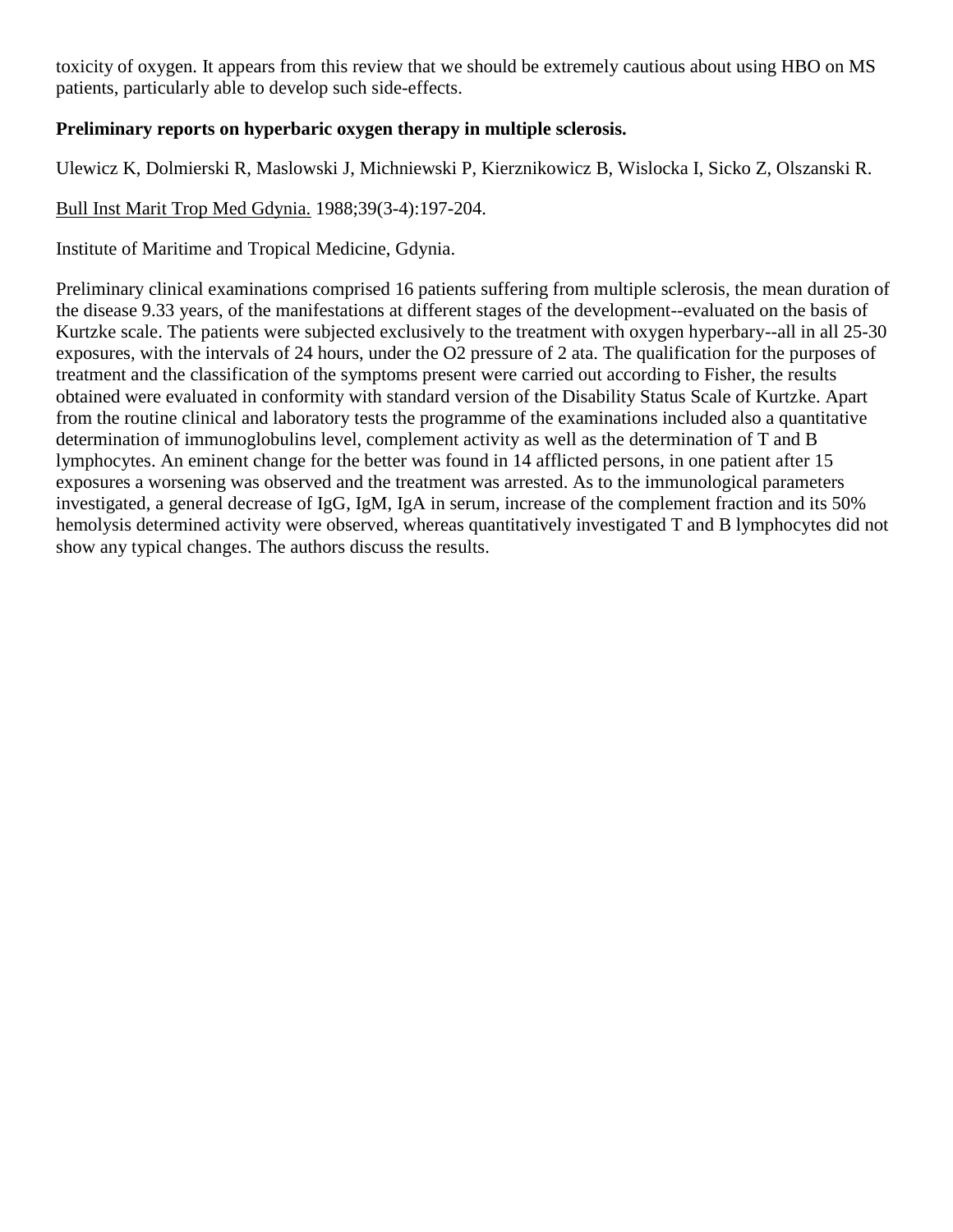toxicity of oxygen. It appears from this review that we should be extremely cautious about using HBO on MS patients, particularly able to develop such side-effects.

**Preliminary reports on hyperbaric oxygen therapy in multiple sclerosis.**

Ulewicz K, Dolmierski R, Maslowski J, Michniewski P, Kierznikowicz B, Wislocka I, Sicko Z, Olszanski R.

Bull Inst Marit Trop Med Gdynia. 1988;39(3-4):197-204.

Institute of Maritime and Tropical Medicine, Gdynia.

Preliminary clinical examinations comprised 16 patients suffering from multiple sclerosis, the mean duration of the disease 9.33 years, of the manifestations at different stages of the development--evaluated on the basis of Kurtzke scale. The patients were subjected exclusively to the treatment with oxygen hyperbary--all in all 25-30 exposures, with the intervals of 24 hours, under the O2 pressure of 2 ata. The qualification for the purposes of treatment and the classification of the symptoms present were carried out according to Fisher, the results obtained were evaluated in conformity with standard version of the Disability Status Scale of Kurtzke. Apart from the routine clinical and laboratory tests the programme of the examinations included also a quantitative determination of immunoglobulins level, complement activity as well as the determination of T and B lymphocytes. An eminent change for the better was found in 14 afflicted persons, in one patient after 15 exposures a worsening was observed and the treatment was arrested. As to the immunological parameters investigated, a general decrease of IgG, IgM, IgA in serum, increase of the complement fraction and its 50% hemolysis determined activity were observed, whereas quantitatively investigated T and B lymphocytes did not show any typical changes. The authors discuss the results.